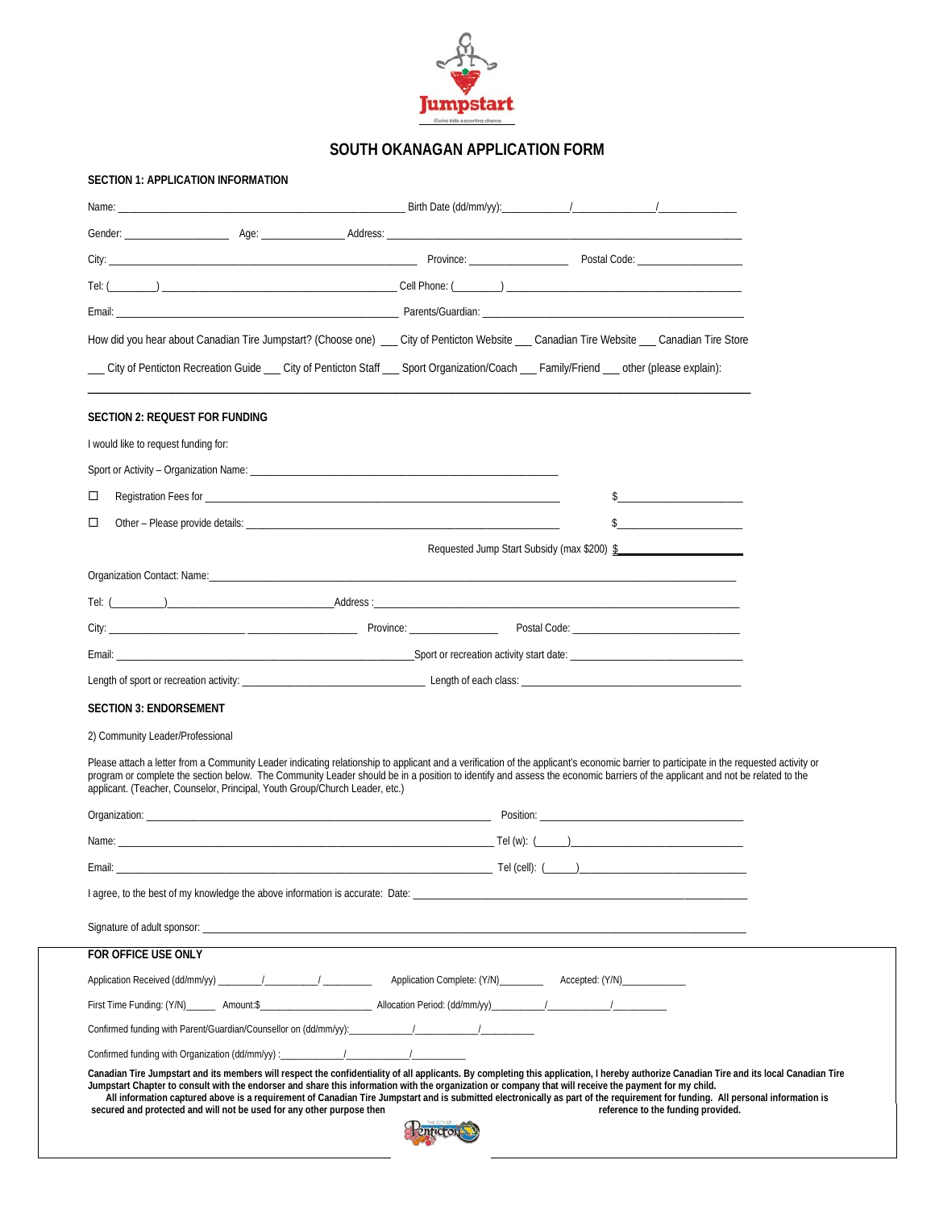Jumpstart

Giving kids a sporting chance.

# SOUTH OKANAGAN APPLICATION FORM

## SECTION 1: APPLICATION INFORMATION

Name: ______________________________ Birth Date (dd/mm/yy):________/__________/__________

Gender: ____________ Age: __________ Address: ______________________________

City: ______________________________ Province: ____________ Postal Code: ____________

Tel: (______) ______________________ Cell Phone: (______) ______________________

Email: ______________________________ Parents/Guardian: ______________________________

How did you hear about Canadian Tire Jumpstart? (Choose one) ___ City of Penticton Website ___ Canadian Tire Website ___ Canadian Tire Store

___ City of Penticton Recreation Guide ___ City of Penticton Staff ___ Sport Organization/Coach ___ Family/Friend ___ other (please explain):

______________________________________________________________________

## SECTION 2: REQUEST FOR FUNDING

I would like to request funding for:

Sport or Activity – Organization Name: ______________________________

☐ Registration Fees for ______________________________ $______________

☐ Other – Please provide details: ______________________________ $______________

Requested Jump Start Subsidy (max $200) $______________

Organization Contact: Name: ______________________________

Tel: (______) ______________________ Address : ______________________________

City: ______________________ Province: ____________ Postal Code: ______________________

Email: ______________________________ Sport or recreation activity start date: ______________________

Length of sport or recreation activity: ______________________ Length of each class: ______________________

## SECTION 3: ENDORSEMENT

2) Community Leader/Professional

Please attach a letter from a Community Leader indicating relationship to applicant and a verification of the applicant's economic barrier to participate in the requested activity or program or complete the section below. The Community Leader should be in a position to identify and assess the economic barriers of the applicant and not be related to the applicant. (Teacher, Counselor, Principal, Youth Group/Church Leader, etc.)

Organization: ______________________________ Position: ______________________

Name: ______________________________ Tel (w): (_____) ______________________

Email: ______________________________ Tel (cell): (_____) ______________________

I agree, to the best of my knowledge the above information is accurate: Date: ______________________________

Signature of adult sponsor: ______________________________

**FOR OFFICE USE ONLY**

Application Received (dd/mm/yy) ________/__________/ _________ Application Complete: (Y/N)________ Accepted: (Y/N)____________

First Time Funding: (Y/N)______ Amount:$______________________ Allocation Period: (dd/mm/yy)__________/___________/___________

Confirmed funding with Parent/Guardian/Counsellor on (dd/mm/yy):____________/____________/__________

Confirmed funding with Organization (dd/mm/yy) :____________/____________/__________

**Canadian Tire Jumpstart and its members will respect the confidentiality of all applicants. By completing this application, I hereby authorize Canadian Tire and its local Canadian Tire Jumpstart Chapter to consult with the endorser and share this information with the organization or company that will receive the payment for my child. All information captured above is a requirement of Canadian Tire Jumpstart and is submitted electronically as part of the requirement for funding. All personal information is secured and protected and will not be used for any other purpose then reference to the funding provided.**

The City of Penticton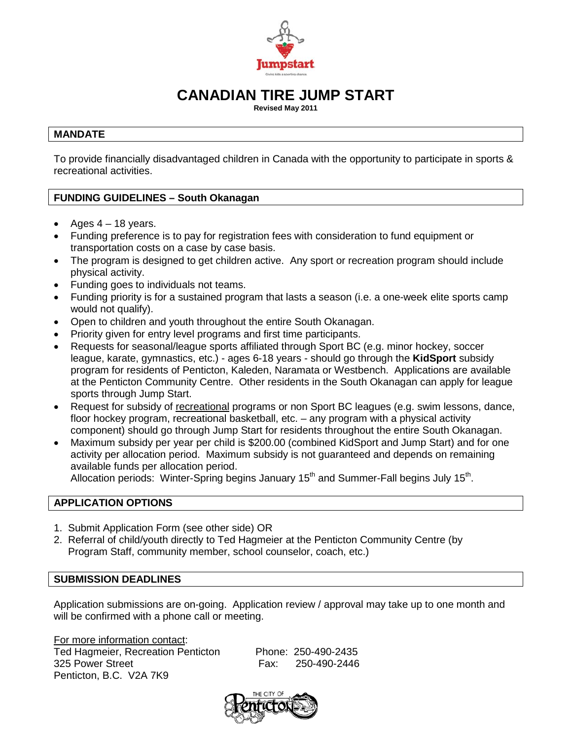# CANADIAN TIRE JUMP START

**Revised May 2011**

## MANDATE

To provide financially disadvantaged children in Canada with the opportunity to participate in sports & recreational activities.

## FUNDING GUIDELINES – South Okanagan

- Ages 4 – 18 years.
- Funding preference is to pay for registration fees with consideration to fund equipment or transportation costs on a case by case basis.
- The program is designed to get children active. Any sport or recreation program should include physical activity.
- Funding goes to individuals not teams.
- Funding priority is for a sustained program that lasts a season (i.e. a one-week elite sports camp would not qualify).
- Open to children and youth throughout the entire South Okanagan.
- Priority given for entry level programs and first time participants.
- Requests for seasonal/league sports affiliated through Sport BC (e.g. minor hockey, soccer league, karate, gymnastics, etc.) - ages 6-18 years - should go through the **KidSport** subsidy program for residents of Penticton, Kaleden, Naramata or Westbench. Applications are available at the Penticton Community Centre. Other residents in the South Okanagan can apply for league sports through Jump Start.
- Request for subsidy of recreational programs or non Sport BC leagues (e.g. swim lessons, dance, floor hockey program, recreational basketball, etc. – any program with a physical activity component) should go through Jump Start for residents throughout the entire South Okanagan.
- Maximum subsidy per year per child is $200.00 (combined KidSport and Jump Start) and for one activity per allocation period. Maximum subsidy is not guaranteed and depends on remaining available funds per allocation period.
  Allocation periods: Winter-Spring begins January 15th and Summer-Fall begins July 15th.

## APPLICATION OPTIONS

1. Submit Application Form (see other side) OR
2. Referral of child/youth directly to Ted Hagmeier at the Penticton Community Centre (by Program Staff, community member, school counselor, coach, etc.)

## SUBMISSION DEADLINES

Application submissions are on-going. Application review / approval may take up to one month and will be confirmed with a phone call or meeting.

For more information contact:

Ted Hagmeier, Recreation Penticton
325 Power Street
Penticton, B.C. V2A 7K9

Phone: 250-490-2435
Fax: 250-490-2446